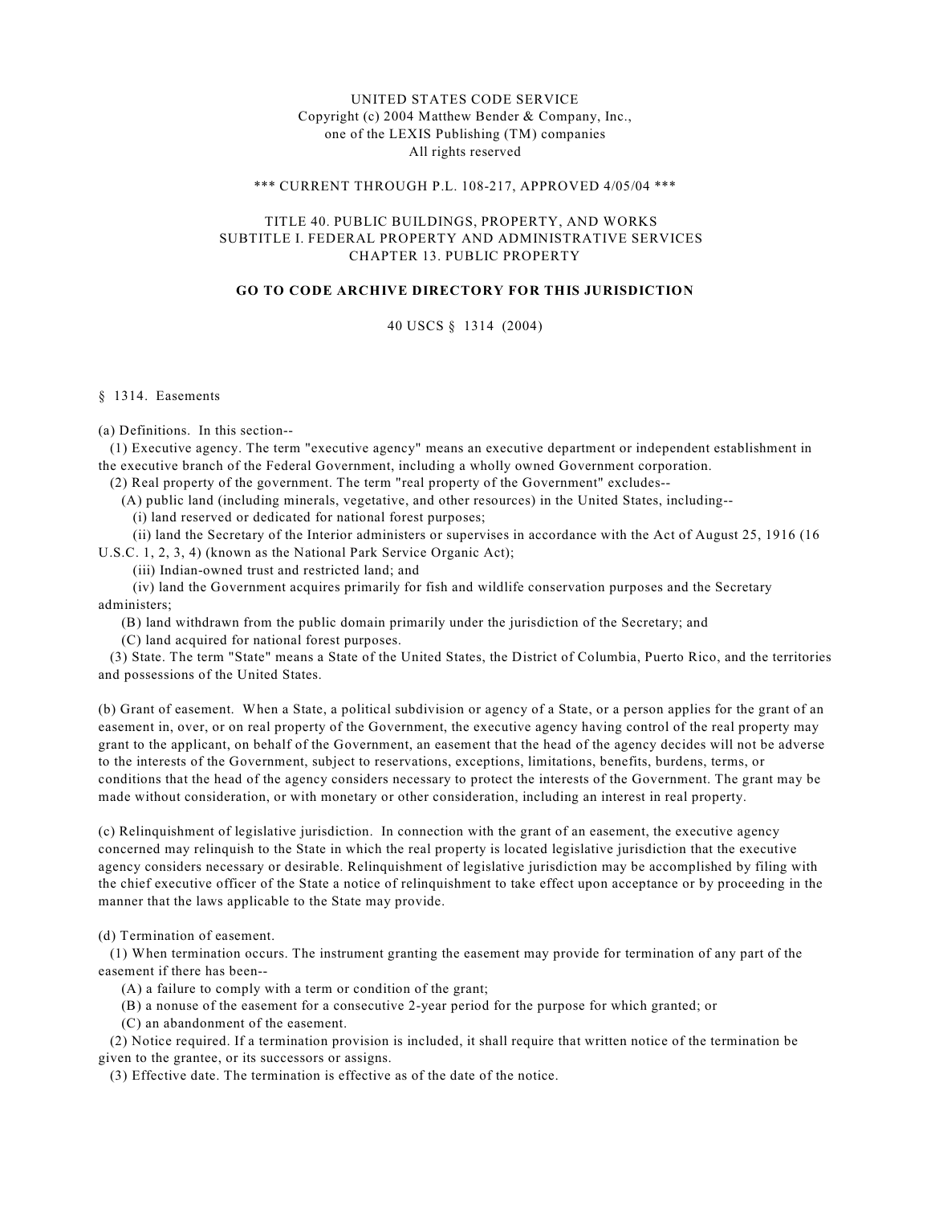UNITED STATES CODE SERVICE
Copyright (c) 2004 Matthew Bender & Company, Inc.,
one of the LEXIS Publishing (TM) companies
All rights reserved

*** CURRENT THROUGH P.L. 108-217, APPROVED 4/05/04 ***

TITLE 40. PUBLIC BUILDINGS, PROPERTY, AND WORKS
SUBTITLE I. FEDERAL PROPERTY AND ADMINISTRATIVE SERVICES
CHAPTER 13. PUBLIC PROPERTY

**GO TO CODE ARCHIVE DIRECTORY FOR THIS JURISDICTION**

40 USCS § 1314 (2004)

§ 1314. Easements

(a) Definitions. In this section--

(1) Executive agency. The term "executive agency" means an executive department or independent establishment in the executive branch of the Federal Government, including a wholly owned Government corporation.

(2) Real property of the government. The term "real property of the Government" excludes--

(A) public land (including minerals, vegetative, and other resources) in the United States, including--

(i) land reserved or dedicated for national forest purposes;

(ii) land the Secretary of the Interior administers or supervises in accordance with the Act of August 25, 1916 (16 U.S.C. 1, 2, 3, 4) (known as the National Park Service Organic Act);

(iii) Indian-owned trust and restricted land; and

(iv) land the Government acquires primarily for fish and wildlife conservation purposes and the Secretary administers;

(B) land withdrawn from the public domain primarily under the jurisdiction of the Secretary; and

(C) land acquired for national forest purposes.

(3) State. The term "State" means a State of the United States, the District of Columbia, Puerto Rico, and the territories and possessions of the United States.

(b) Grant of easement. When a State, a political subdivision or agency of a State, or a person applies for the grant of an easement in, over, or on real property of the Government, the executive agency having control of the real property may grant to the applicant, on behalf of the Government, an easement that the head of the agency decides will not be adverse to the interests of the Government, subject to reservations, exceptions, limitations, benefits, burdens, terms, or conditions that the head of the agency considers necessary to protect the interests of the Government. The grant may be made without consideration, or with monetary or other consideration, including an interest in real property.

(c) Relinquishment of legislative jurisdiction. In connection with the grant of an easement, the executive agency concerned may relinquish to the State in which the real property is located legislative jurisdiction that the executive agency considers necessary or desirable. Relinquishment of legislative jurisdiction may be accomplished by filing with the chief executive officer of the State a notice of relinquishment to take effect upon acceptance or by proceeding in the manner that the laws applicable to the State may provide.

(d) Termination of easement.

(1) When termination occurs. The instrument granting the easement may provide for termination of any part of the easement if there has been--

(A) a failure to comply with a term or condition of the grant;

(B) a nonuse of the easement for a consecutive 2-year period for the purpose for which granted; or

(C) an abandonment of the easement.

(2) Notice required. If a termination provision is included, it shall require that written notice of the termination be given to the grantee, or its successors or assigns.

(3) Effective date. The termination is effective as of the date of the notice.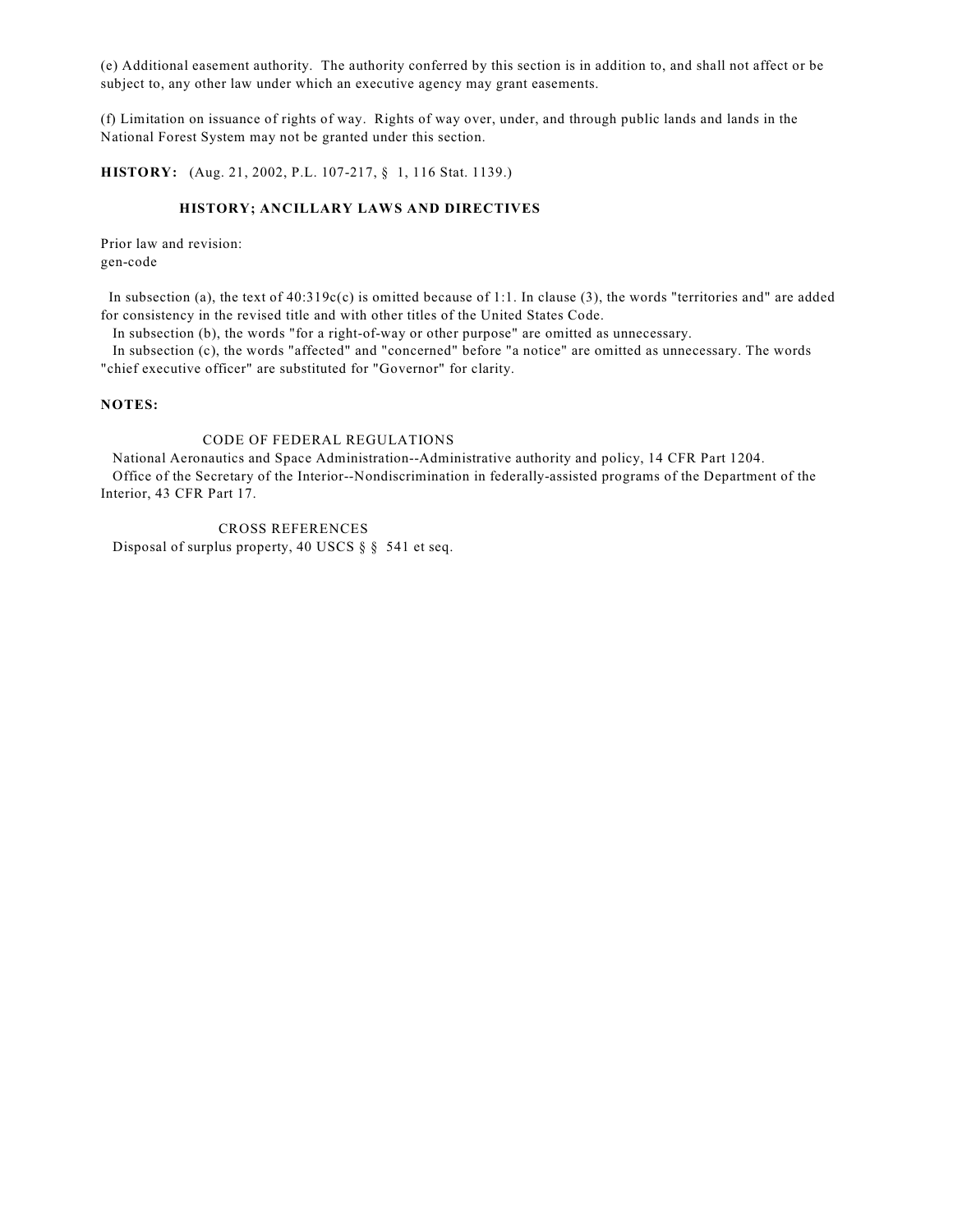(e) Additional easement authority. The authority conferred by this section is in addition to, and shall not affect or be subject to, any other law under which an executive agency may grant easements.

(f) Limitation on issuance of rights of way. Rights of way over, under, and through public lands and lands in the National Forest System may not be granted under this section.

**HISTORY:** (Aug. 21, 2002, P.L. 107-217, § 1, 116 Stat. 1139.)

**HISTORY; ANCILLARY LAWS AND DIRECTIVES**

Prior law and revision:
gen-code

In subsection (a), the text of 40:319c(c) is omitted because of 1:1. In clause (3), the words "territories and" are added for consistency in the revised title and with other titles of the United States Code.

In subsection (b), the words "for a right-of-way or other purpose" are omitted as unnecessary.

In subsection (c), the words "affected" and "concerned" before "a notice" are omitted as unnecessary. The words "chief executive officer" are substituted for "Governor" for clarity.

**NOTES:**

CODE OF FEDERAL REGULATIONS

National Aeronautics and Space Administration--Administrative authority and policy, 14 CFR Part 1204.

Office of the Secretary of the Interior--Nondiscrimination in federally-assisted programs of the Department of the Interior, 43 CFR Part 17.

CROSS REFERENCES

Disposal of surplus property, 40 USCS § § 541 et seq.